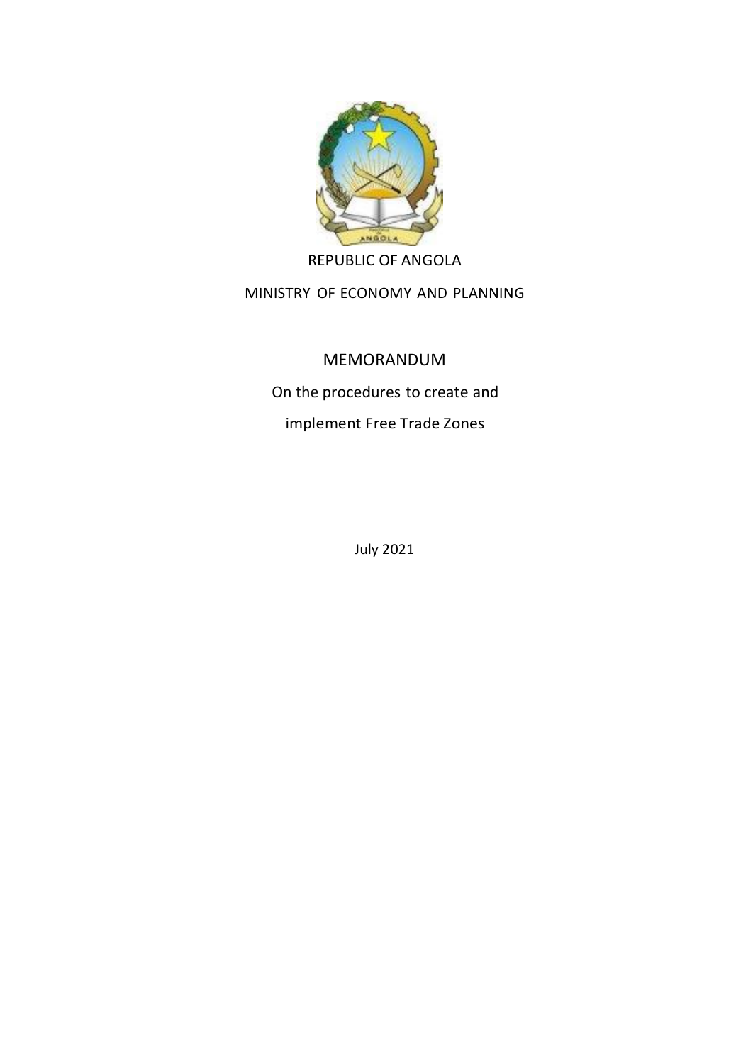REPUBLIC OF ANGOLA

MINISTRY OF ECONOMY AND PLANNING

# MEMORANDUM

On the procedures to create and

implement Free Trade Zones

July 2021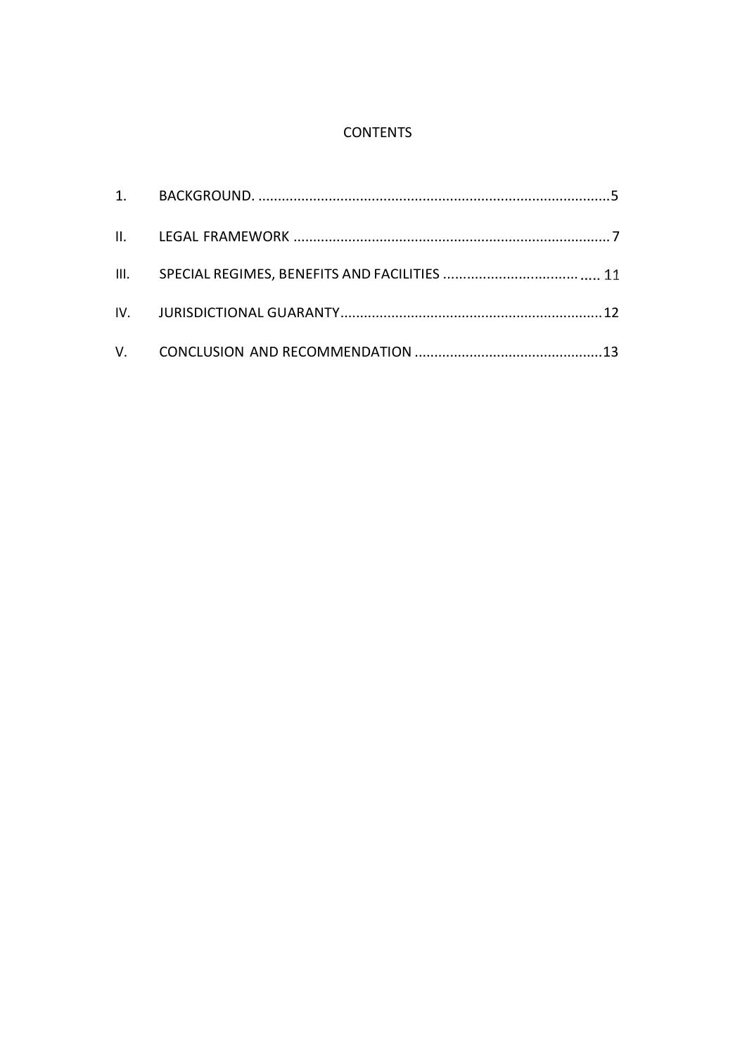# CONTENTS

| | | |
|---|---|---|
| 1. | BACKGROUND. | 5 |
| II. | LEGAL FRAMEWORK | 7 |
| III. | SPECIAL REGIMES, BENEFITS AND FACILITIES | 11 |
| IV. | JURISDICTIONAL GUARANTY | 12 |
| V. | CONCLUSION AND RECOMMENDATION | 13 |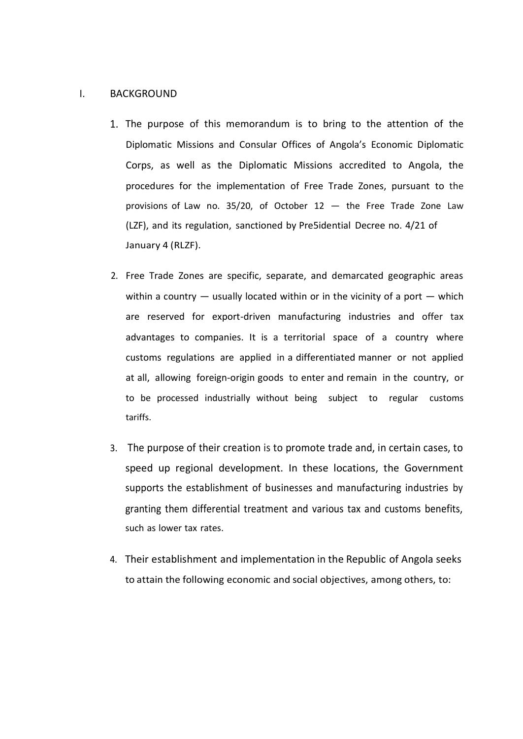## I. BACKGROUND

1. The purpose of this memorandum is to bring to the attention of the Diplomatic Missions and Consular Offices of Angola's Economic Diplomatic Corps, as well as the Diplomatic Missions accredited to Angola, the procedures for the implementation of Free Trade Zones, pursuant to the provisions of Law no. 35/20, of October 12 — the Free Trade Zone Law (LZF), and its regulation, sanctioned by Pre5idential Decree no. 4/21 of January 4 (RLZF).

2. Free Trade Zones are specific, separate, and demarcated geographic areas within a country — usually located within or in the vicinity of a port — which are reserved for export-driven manufacturing industries and offer tax advantages to companies. It is a territorial space of a country where customs regulations are applied in a differentiated manner or not applied at all, allowing foreign-origin goods to enter and remain in the country, or to be processed industrially without being subject to regular customs tariffs.

3. The purpose of their creation is to promote trade and, in certain cases, to speed up regional development. In these locations, the Government supports the establishment of businesses and manufacturing industries by granting them differential treatment and various tax and customs benefits, such as lower tax rates.

4. Their establishment and implementation in the Republic of Angola seeks to attain the following economic and social objectives, among others, to: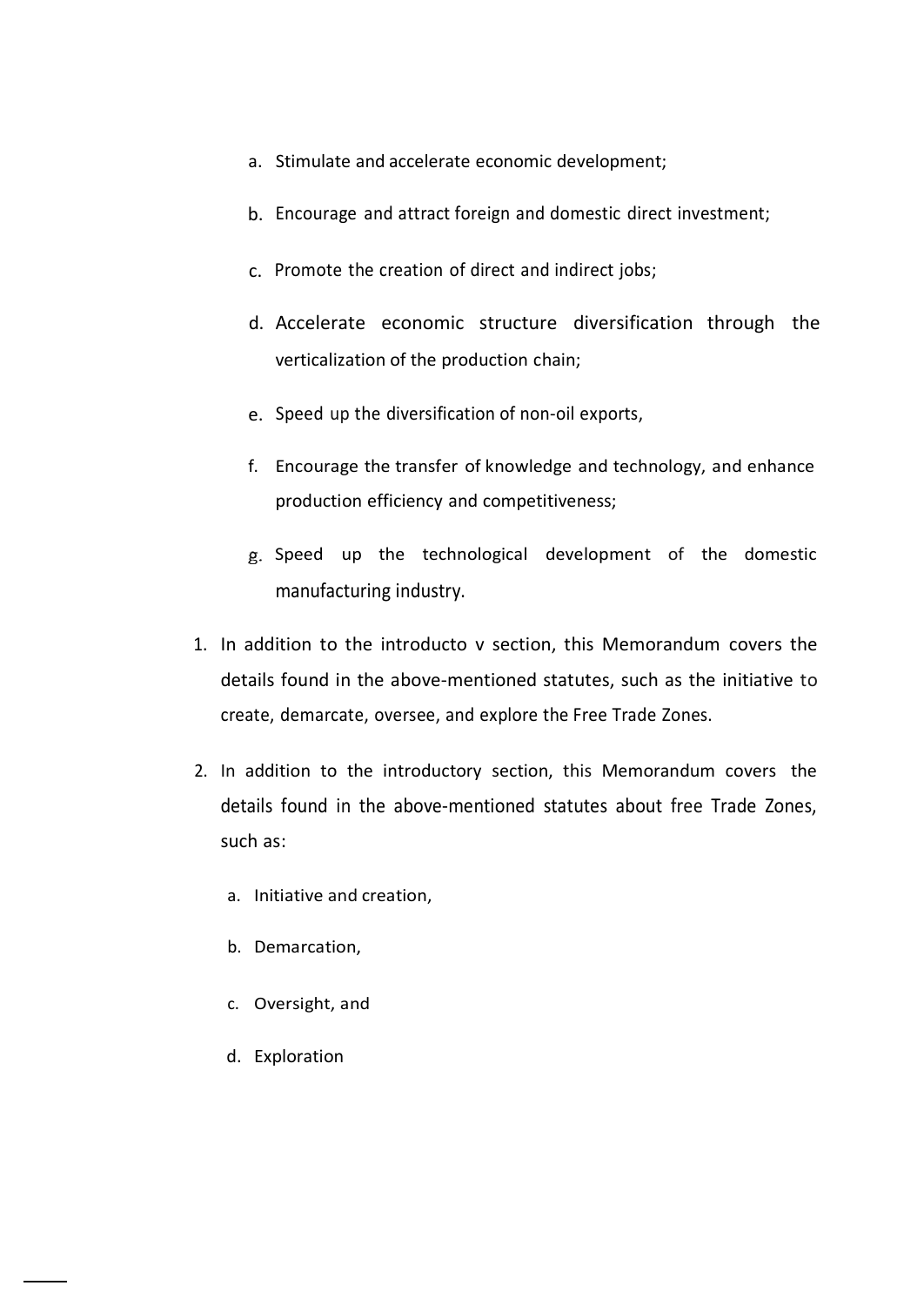a. Stimulate and accelerate economic development;

b. Encourage and attract foreign and domestic direct investment;

c. Promote the creation of direct and indirect jobs;

d. Accelerate economic structure diversification through the verticalization of the production chain;

e. Speed up the diversification of non-oil exports,

f. Encourage the transfer of knowledge and technology, and enhance production efficiency and competitiveness;

g. Speed up the technological development of the domestic manufacturing industry.

1. In addition to the introducto v section, this Memorandum covers the details found in the above-mentioned statutes, such as the initiative to create, demarcate, oversee, and explore the Free Trade Zones.

2. In addition to the introductory section, this Memorandum covers the details found in the above-mentioned statutes about free Trade Zones, such as:

   a. Initiative and creation,

   b. Demarcation,

   c. Oversight, and

   d. Exploration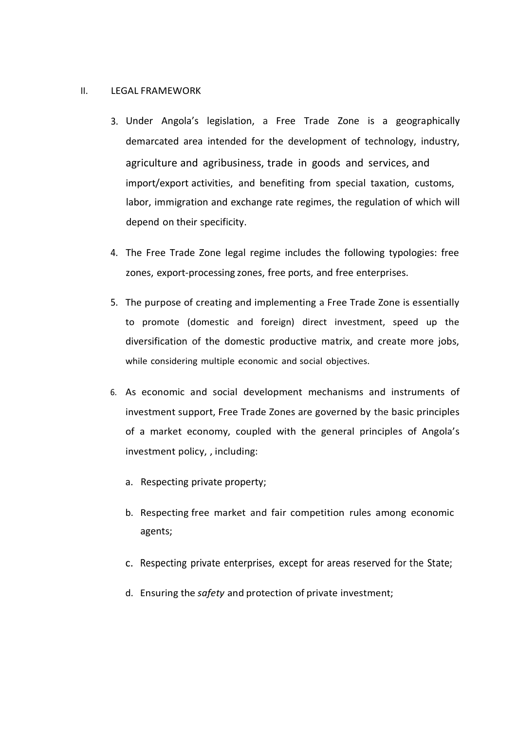## II. LEGAL FRAMEWORK

3. Under Angola's legislation, a Free Trade Zone is a geographically demarcated area intended for the development of technology, industry, agriculture and agribusiness, trade in goods and services, and import/export activities, and benefiting from special taxation, customs, labor, immigration and exchange rate regimes, the regulation of which will depend on their specificity.

4. The Free Trade Zone legal regime includes the following typologies: free zones, export-processing zones, free ports, and free enterprises.

5. The purpose of creating and implementing a Free Trade Zone is essentially to promote (domestic and foreign) direct investment, speed up the diversification of the domestic productive matrix, and create more jobs, while considering multiple economic and social objectives.

6. As economic and social development mechanisms and instruments of investment support, Free Trade Zones are governed by the basic principles of a market economy, coupled with the general principles of Angola's investment policy, , including:

   a. Respecting private property;

   b. Respecting free market and fair competition rules among economic agents;

   c. Respecting private enterprises, except for areas reserved for the State;

   d. Ensuring the *safety* and protection of private investment;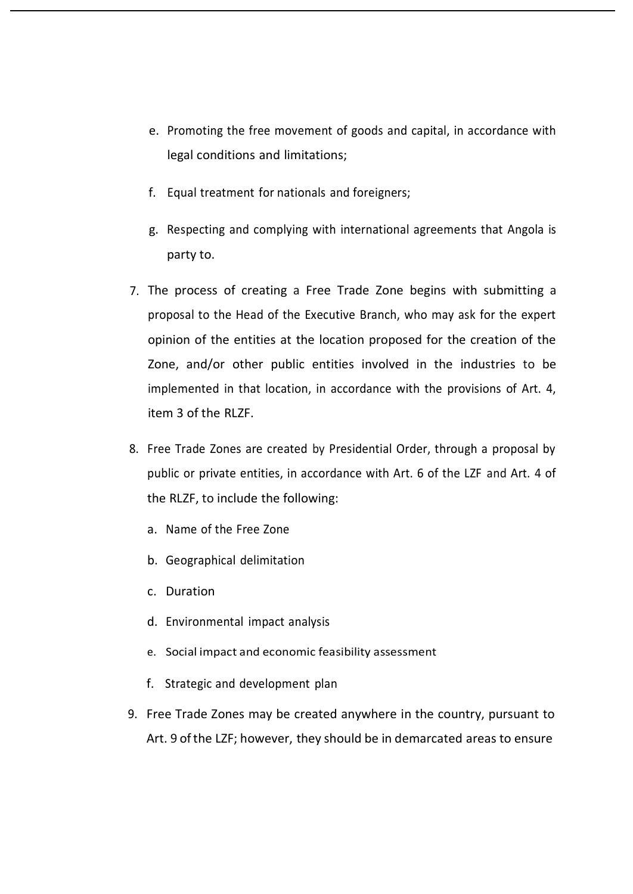e. Promoting the free movement of goods and capital, in accordance with legal conditions and limitations;

f. Equal treatment for nationals and foreigners;

g. Respecting and complying with international agreements that Angola is party to.

7. The process of creating a Free Trade Zone begins with submitting a proposal to the Head of the Executive Branch, who may ask for the expert opinion of the entities at the location proposed for the creation of the Zone, and/or other public entities involved in the industries to be implemented in that location, in accordance with the provisions of Art. 4, item 3 of the RLZF.

8. Free Trade Zones are created by Presidential Order, through a proposal by public or private entities, in accordance with Art. 6 of the LZF and Art. 4 of the RLZF, to include the following:

   a. Name of the Free Zone

   b. Geographical delimitation

   c. Duration

   d. Environmental impact analysis

   e. Social impact and economic feasibility assessment

   f. Strategic and development plan

9. Free Trade Zones may be created anywhere in the country, pursuant to Art. 9 of the LZF; however, they should be in demarcated areas to ensure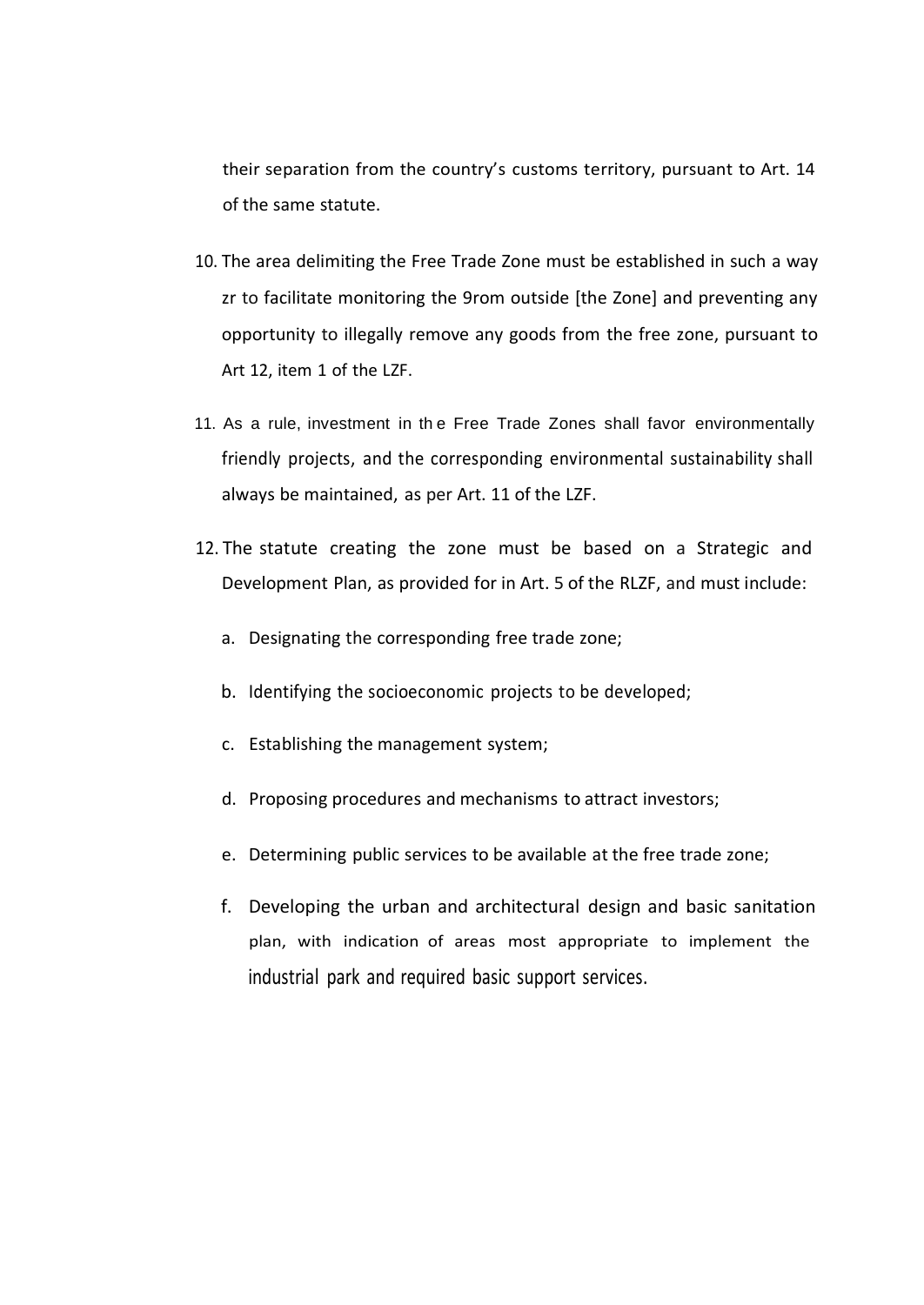their separation from the country's customs territory, pursuant to Art. 14 of the same statute.

10. The area delimiting the Free Trade Zone must be established in such a way zr to facilitate monitoring the 9rom outside [the Zone] and preventing any opportunity to illegally remove any goods from the free zone, pursuant to Art 12, item 1 of the LZF.

11. As a rule, investment in th e Free Trade Zones shall favor environmentally friendly projects, and the corresponding environmental sustainability shall always be maintained, as per Art. 11 of the LZF.

12. The statute creating the zone must be based on a Strategic and Development Plan, as provided for in Art. 5 of the RLZF, and must include:

    a. Designating the corresponding free trade zone;

    b. Identifying the socioeconomic projects to be developed;

    c. Establishing the management system;

    d. Proposing procedures and mechanisms to attract investors;

    e. Determining public services to be available at the free trade zone;

    f. Developing the urban and architectural design and basic sanitation plan, with indication of areas most appropriate to implement the industrial park and required basic support services.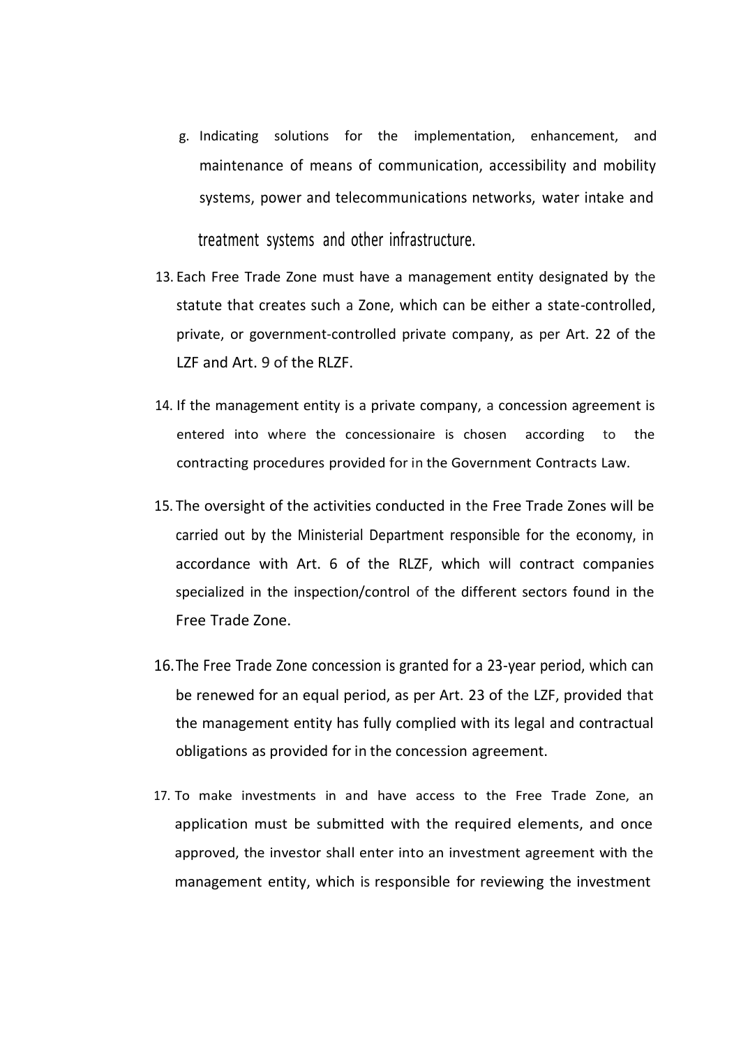g. Indicating solutions for the implementation, enhancement, and maintenance of means of communication, accessibility and mobility systems, power and telecommunications networks, water intake and treatment systems and other infrastructure.

13. Each Free Trade Zone must have a management entity designated by the statute that creates such a Zone, which can be either a state-controlled, private, or government-controlled private company, as per Art. 22 of the LZF and Art. 9 of the RLZF.

14. If the management entity is a private company, a concession agreement is entered into where the concessionaire is chosen according to the contracting procedures provided for in the Government Contracts Law.

15. The oversight of the activities conducted in the Free Trade Zones will be carried out by the Ministerial Department responsible for the economy, in accordance with Art. 6 of the RLZF, which will contract companies specialized in the inspection/control of the different sectors found in the Free Trade Zone.

16. The Free Trade Zone concession is granted for a 23-year period, which can be renewed for an equal period, as per Art. 23 of the LZF, provided that the management entity has fully complied with its legal and contractual obligations as provided for in the concession agreement.

17. To make investments in and have access to the Free Trade Zone, an application must be submitted with the required elements, and once approved, the investor shall enter into an investment agreement with the management entity, which is responsible for reviewing the investment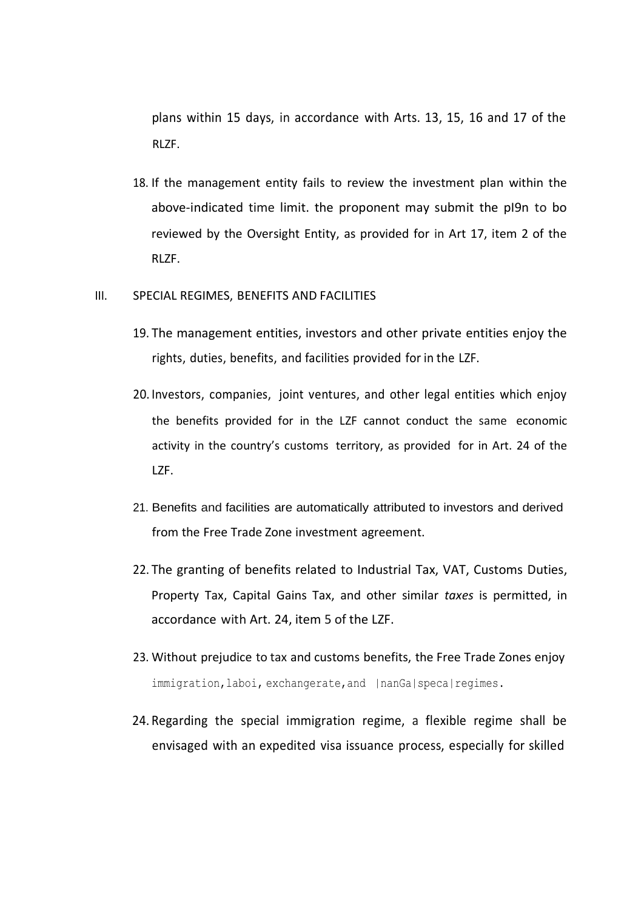plans within 15 days, in accordance with Arts. 13, 15, 16 and 17 of the RLZF.

18. If the management entity fails to review the investment plan within the above-indicated time limit. the proponent may submit the pI9n to bo reviewed by the Oversight Entity, as provided for in Art 17, item 2 of the RLZF.

## III. SPECIAL REGIMES, BENEFITS AND FACILITIES

19. The management entities, investors and other private entities enjoy the rights, duties, benefits, and facilities provided for in the LZF.

20. Investors, companies, joint ventures, and other legal entities which enjoy the benefits provided for in the LZF cannot conduct the same economic activity in the country's customs territory, as provided for in Art. 24 of the LZF.

21. Benefits and facilities are automatically attributed to investors and derived from the Free Trade Zone investment agreement.

22. The granting of benefits related to Industrial Tax, VAT, Customs Duties, Property Tax, Capital Gains Tax, and other similar *taxes* is permitted, in accordance with Art. 24, item 5 of the LZF.

23. Without prejudice to tax and customs benefits, the Free Trade Zones enjoy immigration,laboi, exchangerate,and |nanGa|speca|regimes.

24. Regarding the special immigration regime, a flexible regime shall be envisaged with an expedited visa issuance process, especially for skilled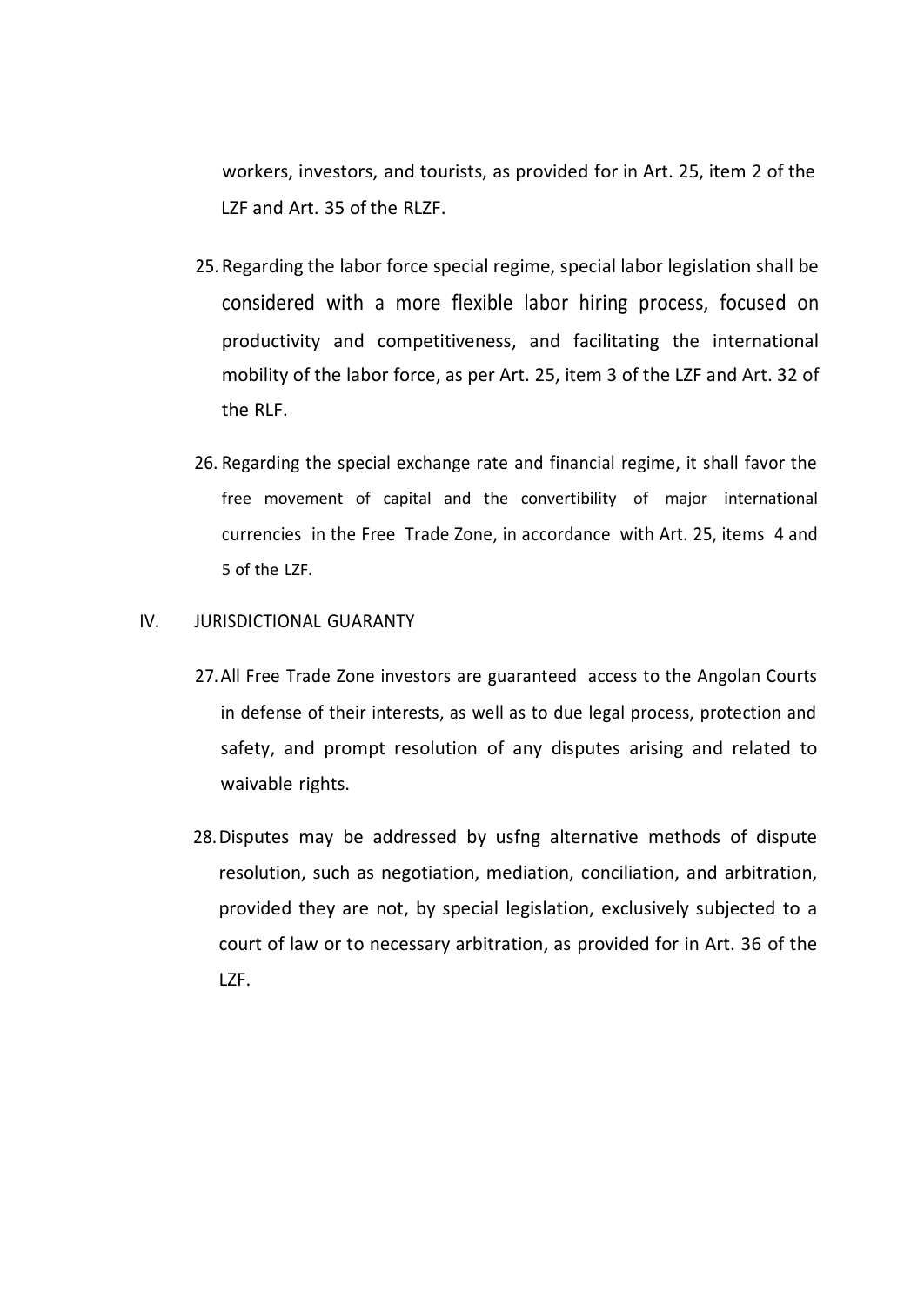workers, investors, and tourists, as provided for in Art. 25, item 2 of the LZF and Art. 35 of the RLZF.

25. Regarding the labor force special regime, special labor legislation shall be considered with a more flexible labor hiring process, focused on productivity and competitiveness, and facilitating the international mobility of the labor force, as per Art. 25, item 3 of the LZF and Art. 32 of the RLF.

26. Regarding the special exchange rate and financial regime, it shall favor the free movement of capital and the convertibility of major international currencies in the Free Trade Zone, in accordance with Art. 25, items 4 and 5 of the LZF.

## IV. JURISDICTIONAL GUARANTY

27. All Free Trade Zone investors are guaranteed access to the Angolan Courts in defense of their interests, as well as to due legal process, protection and safety, and prompt resolution of any disputes arising and related to waivable rights.

28. Disputes may be addressed by usfng alternative methods of dispute resolution, such as negotiation, mediation, conciliation, and arbitration, provided they are not, by special legislation, exclusively subjected to a court of law or to necessary arbitration, as provided for in Art. 36 of the LZF.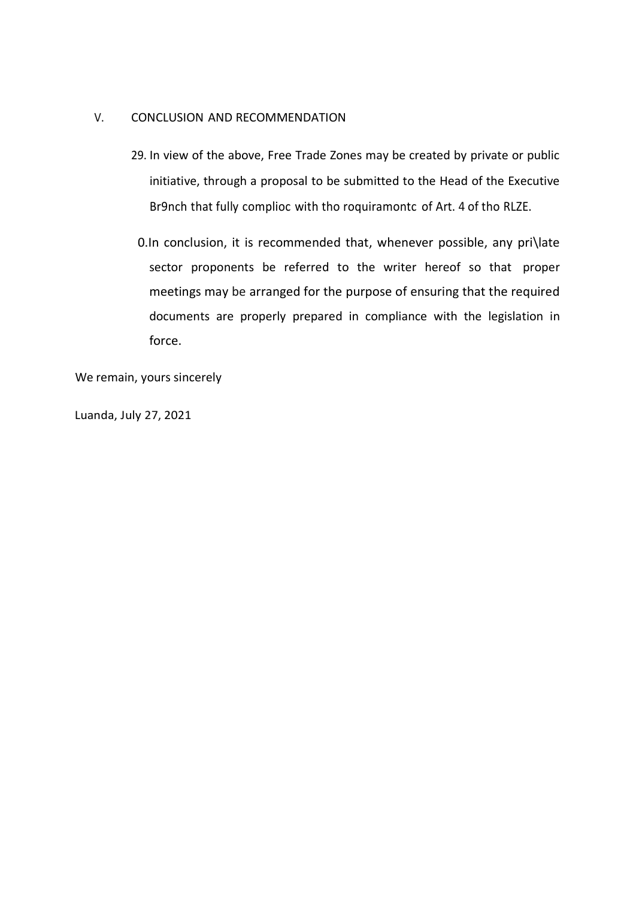## V. CONCLUSION AND RECOMMENDATION

29. In view of the above, Free Trade Zones may be created by private or public initiative, through a proposal to be submitted to the Head of the Executive Br9nch that fully complioc with tho roquiramontc of Art. 4 of tho RLZE.

0.In conclusion, it is recommended that, whenever possible, any pri\late sector proponents be referred to the writer hereof so that proper meetings may be arranged for the purpose of ensuring that the required documents are properly prepared in compliance with the legislation in force.

We remain, yours sincerely

Luanda, July 27, 2021